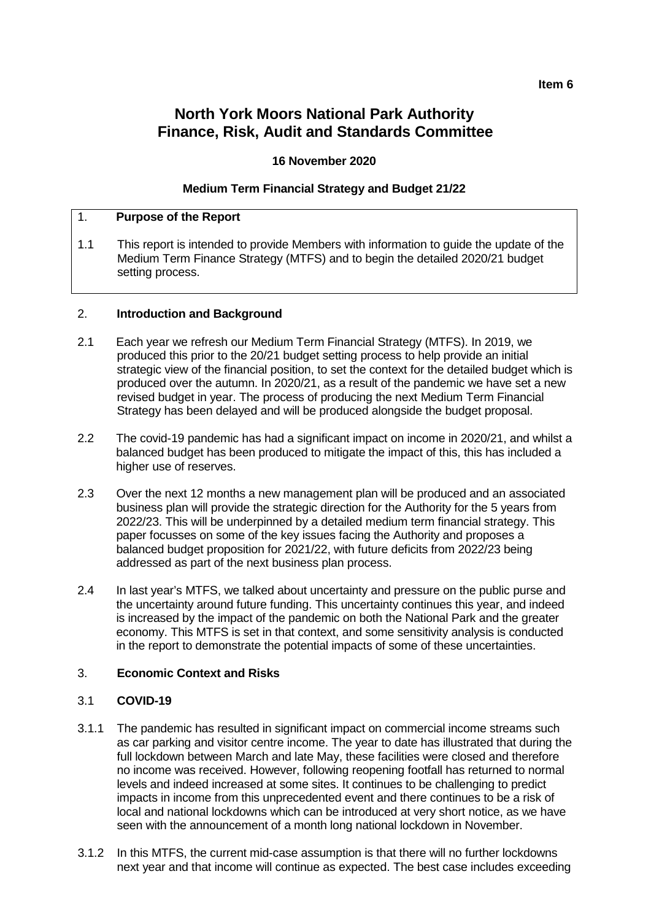**Item 6**

# North York Moors National Park Authority Finance, Risk, Audit and Standards Committee

**16 November 2020**

**Medium Term Financial Strategy and Budget 21/22**

## 1. Purpose of the Report

1.1 This report is intended to provide Members with information to guide the update of the Medium Term Finance Strategy (MTFS) and to begin the detailed 2020/21 budget setting process.

## 2. Introduction and Background

2.1 Each year we refresh our Medium Term Financial Strategy (MTFS). In 2019, we produced this prior to the 20/21 budget setting process to help provide an initial strategic view of the financial position, to set the context for the detailed budget which is produced over the autumn. In 2020/21, as a result of the pandemic we have set a new revised budget in year. The process of producing the next Medium Term Financial Strategy has been delayed and will be produced alongside the budget proposal.

2.2 The covid-19 pandemic has had a significant impact on income in 2020/21, and whilst a balanced budget has been produced to mitigate the impact of this, this has included a higher use of reserves.

2.3 Over the next 12 months a new management plan will be produced and an associated business plan will provide the strategic direction for the Authority for the 5 years from 2022/23. This will be underpinned by a detailed medium term financial strategy. This paper focusses on some of the key issues facing the Authority and proposes a balanced budget proposition for 2021/22, with future deficits from 2022/23 being addressed as part of the next business plan process.

2.4 In last year's MTFS, we talked about uncertainty and pressure on the public purse and the uncertainty around future funding. This uncertainty continues this year, and indeed is increased by the impact of the pandemic on both the National Park and the greater economy. This MTFS is set in that context, and some sensitivity analysis is conducted in the report to demonstrate the potential impacts of some of these uncertainties.

## 3. Economic Context and Risks

### 3.1 COVID-19

3.1.1 The pandemic has resulted in significant impact on commercial income streams such as car parking and visitor centre income. The year to date has illustrated that during the full lockdown between March and late May, these facilities were closed and therefore no income was received. However, following reopening footfall has returned to normal levels and indeed increased at some sites. It continues to be challenging to predict impacts in income from this unprecedented event and there continues to be a risk of local and national lockdowns which can be introduced at very short notice, as we have seen with the announcement of a month long national lockdown in November.

3.1.2 In this MTFS, the current mid-case assumption is that there will no further lockdowns next year and that income will continue as expected. The best case includes exceeding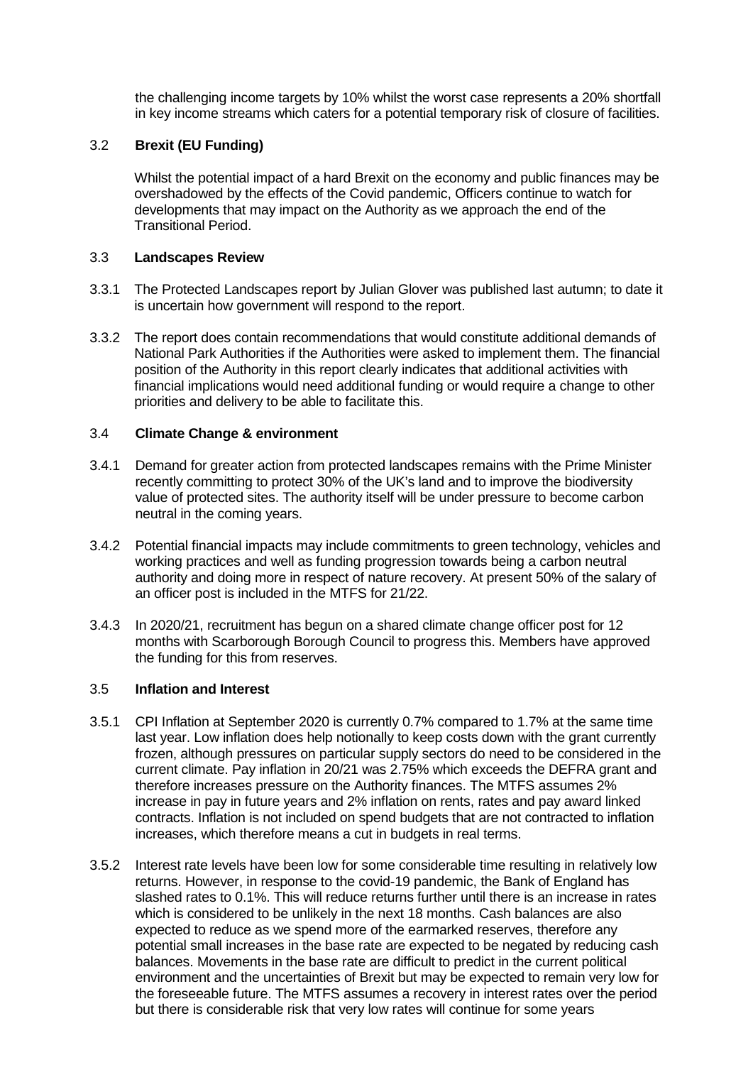the challenging income targets by 10% whilst the worst case represents a 20% shortfall in key income streams which caters for a potential temporary risk of closure of facilities.

### 3.2 Brexit (EU Funding)

Whilst the potential impact of a hard Brexit on the economy and public finances may be overshadowed by the effects of the Covid pandemic, Officers continue to watch for developments that may impact on the Authority as we approach the end of the Transitional Period.

### 3.3 Landscapes Review

3.3.1 The Protected Landscapes report by Julian Glover was published last autumn; to date it is uncertain how government will respond to the report.

3.3.2 The report does contain recommendations that would constitute additional demands of National Park Authorities if the Authorities were asked to implement them. The financial position of the Authority in this report clearly indicates that additional activities with financial implications would need additional funding or would require a change to other priorities and delivery to be able to facilitate this.

### 3.4 Climate Change & environment

3.4.1 Demand for greater action from protected landscapes remains with the Prime Minister recently committing to protect 30% of the UK's land and to improve the biodiversity value of protected sites. The authority itself will be under pressure to become carbon neutral in the coming years.

3.4.2 Potential financial impacts may include commitments to green technology, vehicles and working practices and well as funding progression towards being a carbon neutral authority and doing more in respect of nature recovery. At present 50% of the salary of an officer post is included in the MTFS for 21/22.

3.4.3 In 2020/21, recruitment has begun on a shared climate change officer post for 12 months with Scarborough Borough Council to progress this. Members have approved the funding for this from reserves.

### 3.5 Inflation and Interest

3.5.1 CPI Inflation at September 2020 is currently 0.7% compared to 1.7% at the same time last year. Low inflation does help notionally to keep costs down with the grant currently frozen, although pressures on particular supply sectors do need to be considered in the current climate. Pay inflation in 20/21 was 2.75% which exceeds the DEFRA grant and therefore increases pressure on the Authority finances. The MTFS assumes 2% increase in pay in future years and 2% inflation on rents, rates and pay award linked contracts. Inflation is not included on spend budgets that are not contracted to inflation increases, which therefore means a cut in budgets in real terms.

3.5.2 Interest rate levels have been low for some considerable time resulting in relatively low returns. However, in response to the covid-19 pandemic, the Bank of England has slashed rates to 0.1%. This will reduce returns further until there is an increase in rates which is considered to be unlikely in the next 18 months. Cash balances are also expected to reduce as we spend more of the earmarked reserves, therefore any potential small increases in the base rate are expected to be negated by reducing cash balances. Movements in the base rate are difficult to predict in the current political environment and the uncertainties of Brexit but may be expected to remain very low for the foreseeable future. The MTFS assumes a recovery in interest rates over the period but there is considerable risk that very low rates will continue for some years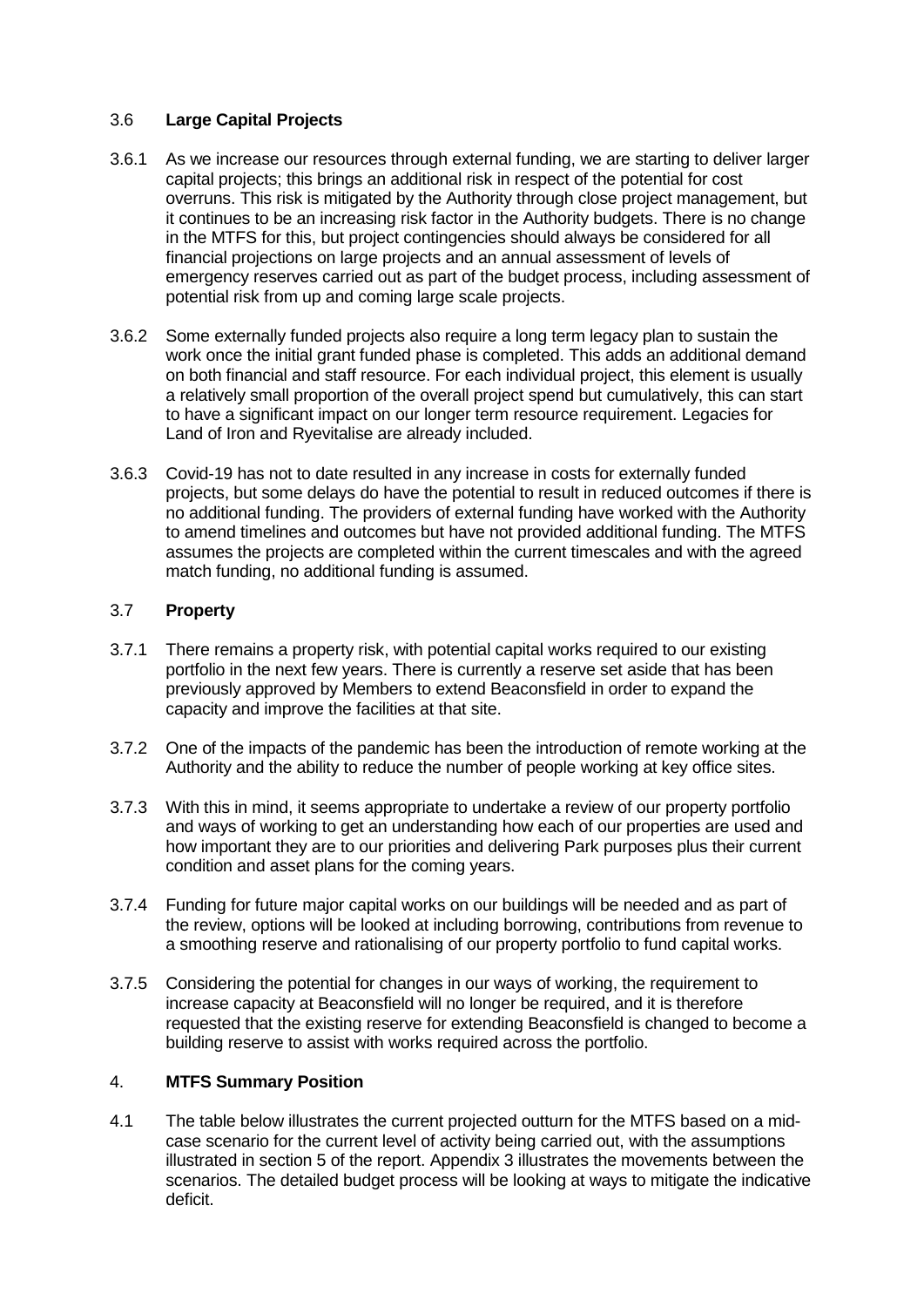### 3.6 Large Capital Projects

3.6.1 As we increase our resources through external funding, we are starting to deliver larger capital projects; this brings an additional risk in respect of the potential for cost overruns. This risk is mitigated by the Authority through close project management, but it continues to be an increasing risk factor in the Authority budgets. There is no change in the MTFS for this, but project contingencies should always be considered for all financial projections on large projects and an annual assessment of levels of emergency reserves carried out as part of the budget process, including assessment of potential risk from up and coming large scale projects.

3.6.2 Some externally funded projects also require a long term legacy plan to sustain the work once the initial grant funded phase is completed. This adds an additional demand on both financial and staff resource. For each individual project, this element is usually a relatively small proportion of the overall project spend but cumulatively, this can start to have a significant impact on our longer term resource requirement. Legacies for Land of Iron and Ryevitalise are already included.

3.6.3 Covid-19 has not to date resulted in any increase in costs for externally funded projects, but some delays do have the potential to result in reduced outcomes if there is no additional funding. The providers of external funding have worked with the Authority to amend timelines and outcomes but have not provided additional funding. The MTFS assumes the projects are completed within the current timescales and with the agreed match funding, no additional funding is assumed.

### 3.7 Property

3.7.1 There remains a property risk, with potential capital works required to our existing portfolio in the next few years. There is currently a reserve set aside that has been previously approved by Members to extend Beaconsfield in order to expand the capacity and improve the facilities at that site.

3.7.2 One of the impacts of the pandemic has been the introduction of remote working at the Authority and the ability to reduce the number of people working at key office sites.

3.7.3 With this in mind, it seems appropriate to undertake a review of our property portfolio and ways of working to get an understanding how each of our properties are used and how important they are to our priorities and delivering Park purposes plus their current condition and asset plans for the coming years.

3.7.4 Funding for future major capital works on our buildings will be needed and as part of the review, options will be looked at including borrowing, contributions from revenue to a smoothing reserve and rationalising of our property portfolio to fund capital works.

3.7.5 Considering the potential for changes in our ways of working, the requirement to increase capacity at Beaconsfield will no longer be required, and it is therefore requested that the existing reserve for extending Beaconsfield is changed to become a building reserve to assist with works required across the portfolio.

## 4. MTFS Summary Position

4.1 The table below illustrates the current projected outturn for the MTFS based on a mid-case scenario for the current level of activity being carried out, with the assumptions illustrated in section 5 of the report. Appendix 3 illustrates the movements between the scenarios. The detailed budget process will be looking at ways to mitigate the indicative deficit.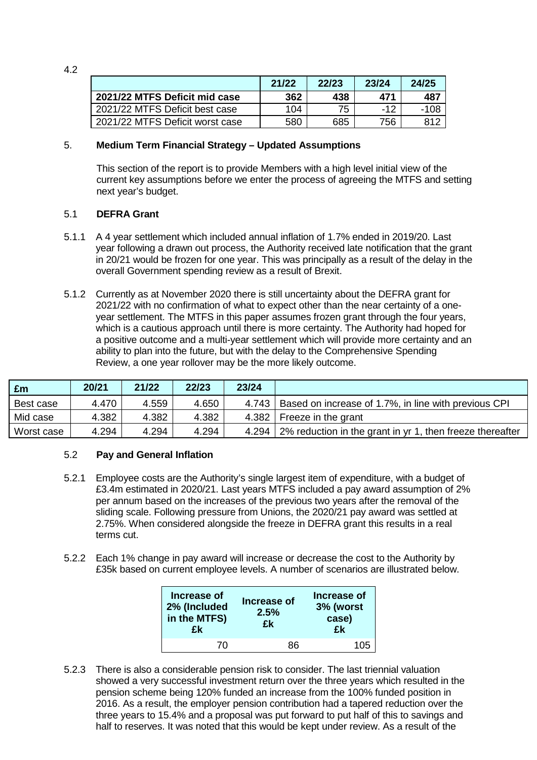4.2

| | 21/22 | 22/23 | 23/24 | 24/25 |
|---|---|---|---|---|
| **2021/22 MTFS Deficit mid case** | **362** | **438** | **471** | **487** |
| 2021/22 MTFS Deficit best case | 104 | 75 | -12 | -108 |
| 2021/22 MTFS Deficit worst case | 580 | 685 | 756 | 812 |

## 5. Medium Term Financial Strategy – Updated Assumptions

This section of the report is to provide Members with a high level initial view of the current key assumptions before we enter the process of agreeing the MTFS and setting next year's budget.

### 5.1 DEFRA Grant

5.1.1 A 4 year settlement which included annual inflation of 1.7% ended in 2019/20. Last year following a drawn out process, the Authority received late notification that the grant in 20/21 would be frozen for one year. This was principally as a result of the delay in the overall Government spending review as a result of Brexit.

5.1.2 Currently as at November 2020 there is still uncertainty about the DEFRA grant for 2021/22 with no confirmation of what to expect other than the near certainty of a one-year settlement. The MTFS in this paper assumes frozen grant through the four years, which is a cautious approach until there is more certainty. The Authority had hoped for a positive outcome and a multi-year settlement which will provide more certainty and an ability to plan into the future, but with the delay to the Comprehensive Spending Review, a one year rollover may be the more likely outcome.

| £m | 20/21 | 21/22 | 22/23 | 23/24 | |
|---|---|---|---|---|---|
| Best case | 4.470 | 4.559 | 4.650 | 4.743 | Based on increase of 1.7%, in line with previous CPI |
| Mid case | 4.382 | 4.382 | 4.382 | 4.382 | Freeze in the grant |
| Worst case | 4.294 | 4.294 | 4.294 | 4.294 | 2% reduction in the grant in yr 1, then freeze thereafter |

### 5.2 Pay and General Inflation

5.2.1 Employee costs are the Authority's single largest item of expenditure, with a budget of £3.4m estimated in 2020/21. Last years MTFS included a pay award assumption of 2% per annum based on the increases of the previous two years after the removal of the sliding scale. Following pressure from Unions, the 2020/21 pay award was settled at 2.75%. When considered alongside the freeze in DEFRA grant this results in a real terms cut.

5.2.2 Each 1% change in pay award will increase or decrease the cost to the Authority by £35k based on current employee levels. A number of scenarios are illustrated below.

| Increase of 2% (Included in the MTFS) £k | Increase of 2.5% £k | Increase of 3% (worst case) £k |
|---|---|---|
| 70 | 86 | 105 |

5.2.3 There is also a considerable pension risk to consider. The last triennial valuation showed a very successful investment return over the three years which resulted in the pension scheme being 120% funded an increase from the 100% funded position in 2016. As a result, the employer pension contribution had a tapered reduction over the three years to 15.4% and a proposal was put forward to put half of this to savings and half to reserves. It was noted that this would be kept under review. As a result of the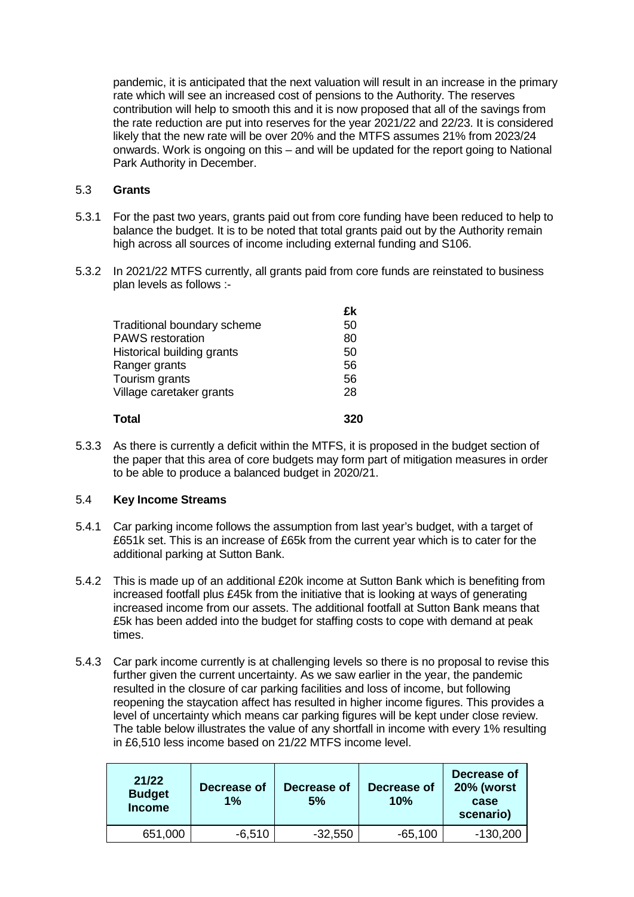pandemic, it is anticipated that the next valuation will result in an increase in the primary rate which will see an increased cost of pensions to the Authority. The reserves contribution will help to smooth this and it is now proposed that all of the savings from the rate reduction are put into reserves for the year 2021/22 and 22/23. It is considered likely that the new rate will be over 20% and the MTFS assumes 21% from 2023/24 onwards. Work is ongoing on this – and will be updated for the report going to National Park Authority in December.

### 5.3 **Grants**

5.3.1 For the past two years, grants paid out from core funding have been reduced to help to balance the budget. It is to be noted that total grants paid out by the Authority remain high across all sources of income including external funding and S106.

5.3.2 In 2021/22 MTFS currently, all grants paid from core funds are reinstated to business plan levels as follows :-

| | £k |
|---|---|
| Traditional boundary scheme | 50 |
| PAWS restoration | 80 |
| Historical building grants | 50 |
| Ranger grants | 56 |
| Tourism grants | 56 |
| Village caretaker grants | 28 |
| **Total** | **320** |

5.3.3 As there is currently a deficit within the MTFS, it is proposed in the budget section of the paper that this area of core budgets may form part of mitigation measures in order to be able to produce a balanced budget in 2020/21.

### 5.4 **Key Income Streams**

5.4.1 Car parking income follows the assumption from last year's budget, with a target of £651k set. This is an increase of £65k from the current year which is to cater for the additional parking at Sutton Bank.

5.4.2 This is made up of an additional £20k income at Sutton Bank which is benefiting from increased footfall plus £45k from the initiative that is looking at ways of generating increased income from our assets. The additional footfall at Sutton Bank means that £5k has been added into the budget for staffing costs to cope with demand at peak times.

5.4.3 Car park income currently is at challenging levels so there is no proposal to revise this further given the current uncertainty. As we saw earlier in the year, the pandemic resulted in the closure of car parking facilities and loss of income, but following reopening the staycation affect has resulted in higher income figures. This provides a level of uncertainty which means car parking figures will be kept under close review. The table below illustrates the value of any shortfall in income with every 1% resulting in £6,510 less income based on 21/22 MTFS income level.

| 21/22 Budget Income | Decrease of 1% | Decrease of 5% | Decrease of 10% | Decrease of 20% (worst case scenario) |
|---|---|---|---|---|
| 651,000 | -6,510 | -32,550 | -65,100 | -130,200 |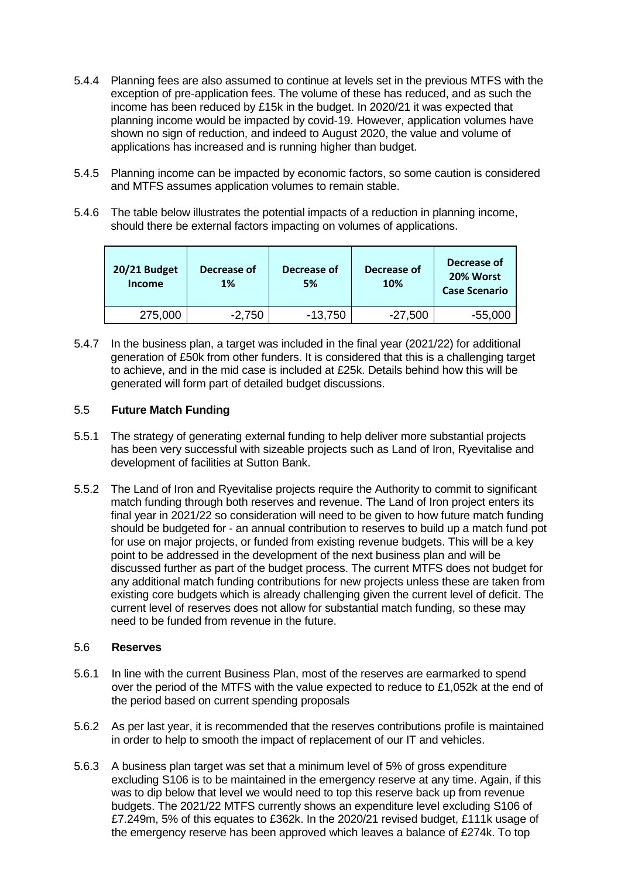5.4.4 Planning fees are also assumed to continue at levels set in the previous MTFS with the exception of pre-application fees. The volume of these has reduced, and as such the income has been reduced by £15k in the budget. In 2020/21 it was expected that planning income would be impacted by covid-19. However, application volumes have shown no sign of reduction, and indeed to August 2020, the value and volume of applications has increased and is running higher than budget.

5.4.5 Planning income can be impacted by economic factors, so some caution is considered and MTFS assumes application volumes to remain stable.

5.4.6 The table below illustrates the potential impacts of a reduction in planning income, should there be external factors impacting on volumes of applications.

| 20/21 Budget Income | Decrease of 1% | Decrease of 5% | Decrease of 10% | Decrease of 20% Worst Case Scenario |
|---|---|---|---|---|
| 275,000 | -2,750 | -13,750 | -27,500 | -55,000 |

5.4.7 In the business plan, a target was included in the final year (2021/22) for additional generation of £50k from other funders. It is considered that this is a challenging target to achieve, and in the mid case is included at £25k. Details behind how this will be generated will form part of detailed budget discussions.

## 5.5 Future Match Funding

5.5.1 The strategy of generating external funding to help deliver more substantial projects has been very successful with sizeable projects such as Land of Iron, Ryevitalise and development of facilities at Sutton Bank.

5.5.2 The Land of Iron and Ryevitalise projects require the Authority to commit to significant match funding through both reserves and revenue. The Land of Iron project enters its final year in 2021/22 so consideration will need to be given to how future match funding should be budgeted for - an annual contribution to reserves to build up a match fund pot for use on major projects, or funded from existing revenue budgets. This will be a key point to be addressed in the development of the next business plan and will be discussed further as part of the budget process. The current MTFS does not budget for any additional match funding contributions for new projects unless these are taken from existing core budgets which is already challenging given the current level of deficit. The current level of reserves does not allow for substantial match funding, so these may need to be funded from revenue in the future.

## 5.6 Reserves

5.6.1 In line with the current Business Plan, most of the reserves are earmarked to spend over the period of the MTFS with the value expected to reduce to £1,052k at the end of the period based on current spending proposals

5.6.2 As per last year, it is recommended that the reserves contributions profile is maintained in order to help to smooth the impact of replacement of our IT and vehicles.

5.6.3 A business plan target was set that a minimum level of 5% of gross expenditure excluding S106 is to be maintained in the emergency reserve at any time. Again, if this was to dip below that level we would need to top this reserve back up from revenue budgets. The 2021/22 MTFS currently shows an expenditure level excluding S106 of £7.249m, 5% of this equates to £362k. In the 2020/21 revised budget, £111k usage of the emergency reserve has been approved which leaves a balance of £274k. To top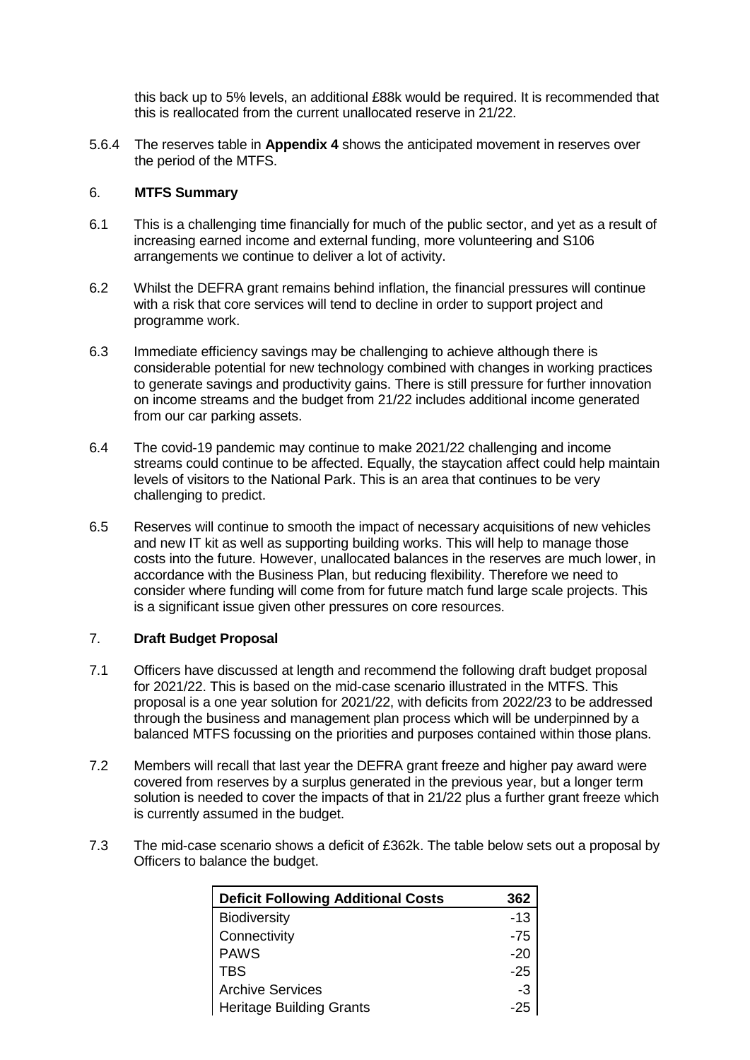this back up to 5% levels, an additional £88k would be required. It is recommended that this is reallocated from the current unallocated reserve in 21/22.

5.6.4 The reserves table in **Appendix 4** shows the anticipated movement in reserves over the period of the MTFS.

## 6. MTFS Summary

6.1 This is a challenging time financially for much of the public sector, and yet as a result of increasing earned income and external funding, more volunteering and S106 arrangements we continue to deliver a lot of activity.

6.2 Whilst the DEFRA grant remains behind inflation, the financial pressures will continue with a risk that core services will tend to decline in order to support project and programme work.

6.3 Immediate efficiency savings may be challenging to achieve although there is considerable potential for new technology combined with changes in working practices to generate savings and productivity gains. There is still pressure for further innovation on income streams and the budget from 21/22 includes additional income generated from our car parking assets.

6.4 The covid-19 pandemic may continue to make 2021/22 challenging and income streams could continue to be affected. Equally, the staycation affect could help maintain levels of visitors to the National Park. This is an area that continues to be very challenging to predict.

6.5 Reserves will continue to smooth the impact of necessary acquisitions of new vehicles and new IT kit as well as supporting building works. This will help to manage those costs into the future. However, unallocated balances in the reserves are much lower, in accordance with the Business Plan, but reducing flexibility. Therefore we need to consider where funding will come from for future match fund large scale projects. This is a significant issue given other pressures on core resources.

## 7. Draft Budget Proposal

7.1 Officers have discussed at length and recommend the following draft budget proposal for 2021/22. This is based on the mid-case scenario illustrated in the MTFS. This proposal is a one year solution for 2021/22, with deficits from 2022/23 to be addressed through the business and management plan process which will be underpinned by a balanced MTFS focussing on the priorities and purposes contained within those plans.

7.2 Members will recall that last year the DEFRA grant freeze and higher pay award were covered from reserves by a surplus generated in the previous year, but a longer term solution is needed to cover the impacts of that in 21/22 plus a further grant freeze which is currently assumed in the budget.

7.3 The mid-case scenario shows a deficit of £362k. The table below sets out a proposal by Officers to balance the budget.

| Deficit Following Additional Costs | 362 |
|---|---|
| Biodiversity | -13 |
| Connectivity | -75 |
| PAWS | -20 |
| TBS | -25 |
| Archive Services | -3 |
| Heritage Building Grants | -25 |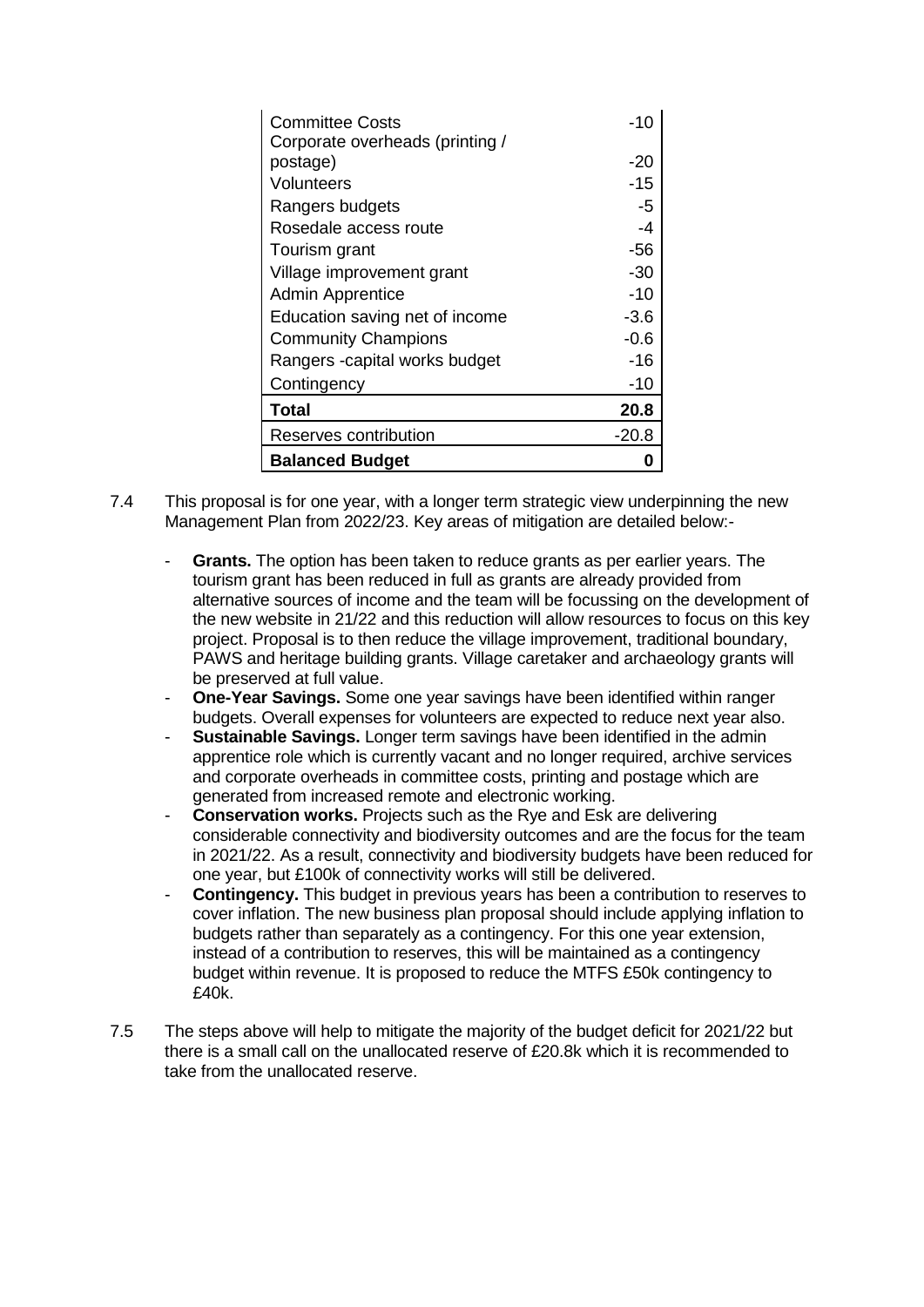| | |
|---|---|
| Committee Costs | -10 |
| Corporate overheads (printing / postage) | -20 |
| Volunteers | -15 |
| Rangers budgets | -5 |
| Rosedale access route | -4 |
| Tourism grant | -56 |
| Village improvement grant | -30 |
| Admin Apprentice | -10 |
| Education saving net of income | -3.6 |
| Community Champions | -0.6 |
| Rangers -capital works budget | -16 |
| Contingency | -10 |
| **Total** | **20.8** |
| Reserves contribution | -20.8 |
| **Balanced Budget** | **0** |

7.4 This proposal is for one year, with a longer term strategic view underpinning the new Management Plan from 2022/23. Key areas of mitigation are detailed below:-

- **Grants.** The option has been taken to reduce grants as per earlier years. The tourism grant has been reduced in full as grants are already provided from alternative sources of income and the team will be focussing on the development of the new website in 21/22 and this reduction will allow resources to focus on this key project. Proposal is to then reduce the village improvement, traditional boundary, PAWS and heritage building grants. Village caretaker and archaeology grants will be preserved at full value.
- **One-Year Savings.** Some one year savings have been identified within ranger budgets. Overall expenses for volunteers are expected to reduce next year also.
- **Sustainable Savings.** Longer term savings have been identified in the admin apprentice role which is currently vacant and no longer required, archive services and corporate overheads in committee costs, printing and postage which are generated from increased remote and electronic working.
- **Conservation works.** Projects such as the Rye and Esk are delivering considerable connectivity and biodiversity outcomes and are the focus for the team in 2021/22. As a result, connectivity and biodiversity budgets have been reduced for one year, but £100k of connectivity works will still be delivered.
- **Contingency.** This budget in previous years has been a contribution to reserves to cover inflation. The new business plan proposal should include applying inflation to budgets rather than separately as a contingency. For this one year extension, instead of a contribution to reserves, this will be maintained as a contingency budget within revenue. It is proposed to reduce the MTFS £50k contingency to £40k.

7.5 The steps above will help to mitigate the majority of the budget deficit for 2021/22 but there is a small call on the unallocated reserve of £20.8k which it is recommended to take from the unallocated reserve.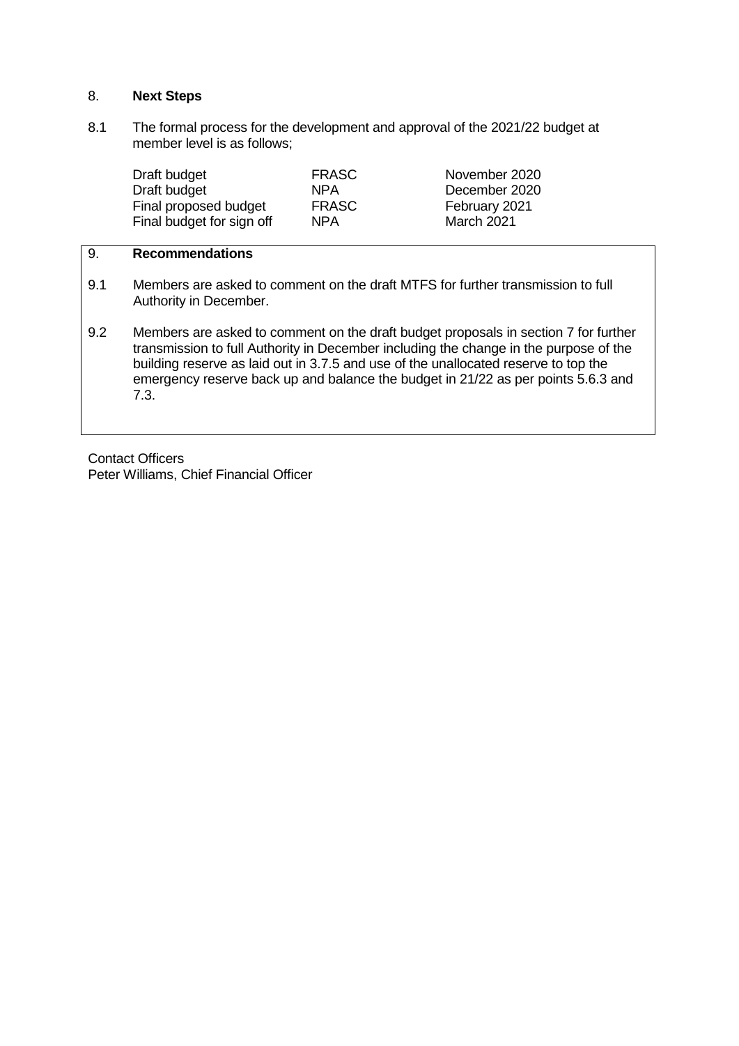## 8. **Next Steps**

8.1 The formal process for the development and approval of the 2021/22 budget at member level is as follows;

| | | |
|---|---|---|
| Draft budget | FRASC | November 2020 |
| Draft budget | NPA | December 2020 |
| Final proposed budget | FRASC | February 2021 |
| Final budget for sign off | NPA | March 2021 |

## 9. **Recommendations**

9.1 Members are asked to comment on the draft MTFS for further transmission to full Authority in December.

9.2 Members are asked to comment on the draft budget proposals in section 7 for further transmission to full Authority in December including the change in the purpose of the building reserve as laid out in 3.7.5 and use of the unallocated reserve to top the emergency reserve back up and balance the budget in 21/22 as per points 5.6.3 and 7.3.

Contact Officers
Peter Williams, Chief Financial Officer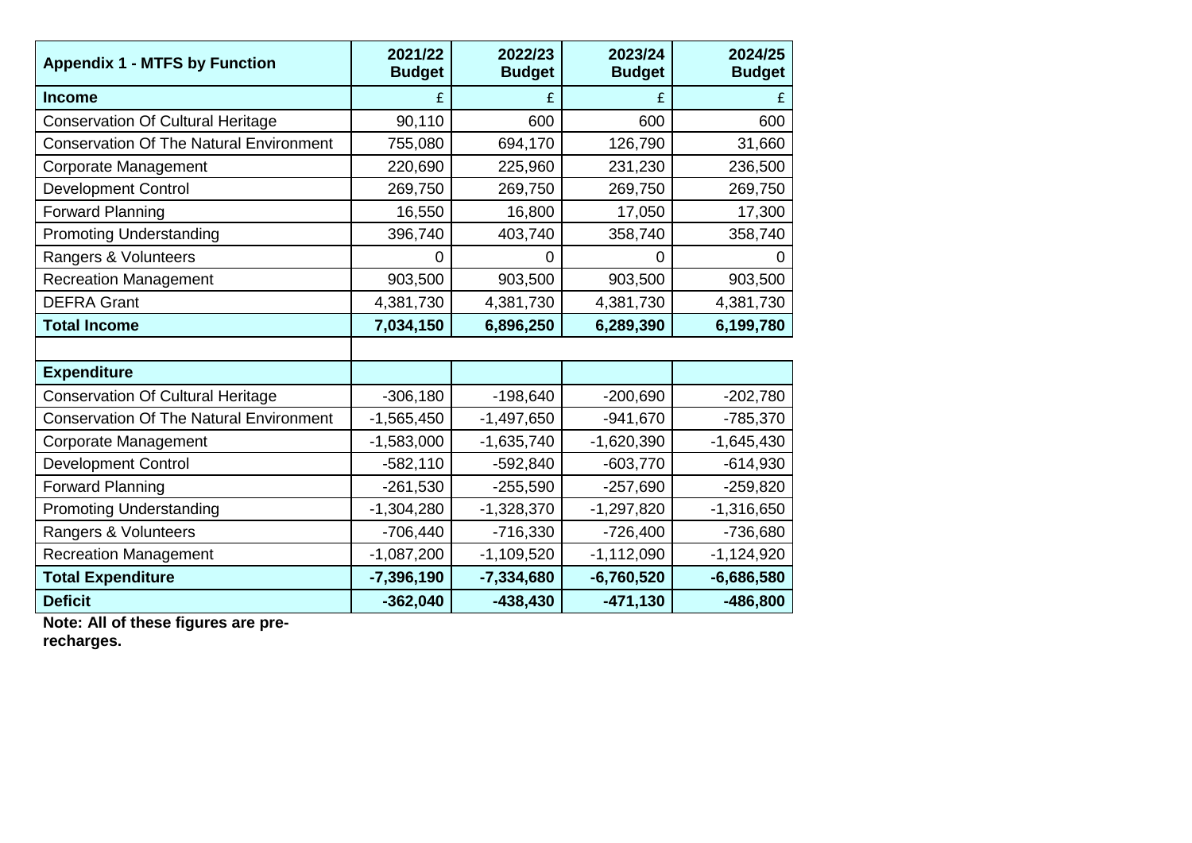| Appendix 1 - MTFS by Function | 2021/22 Budget | 2022/23 Budget | 2023/24 Budget | 2024/25 Budget |
|---|---|---|---|---|
| **Income** | £ | £ | £ | £ |
| Conservation Of Cultural Heritage | 90,110 | 600 | 600 | 600 |
| Conservation Of The Natural Environment | 755,080 | 694,170 | 126,790 | 31,660 |
| Corporate Management | 220,690 | 225,960 | 231,230 | 236,500 |
| Development Control | 269,750 | 269,750 | 269,750 | 269,750 |
| Forward Planning | 16,550 | 16,800 | 17,050 | 17,300 |
| Promoting Understanding | 396,740 | 403,740 | 358,740 | 358,740 |
| Rangers & Volunteers | 0 | 0 | 0 | 0 |
| Recreation Management | 903,500 | 903,500 | 903,500 | 903,500 |
| DEFRA Grant | 4,381,730 | 4,381,730 | 4,381,730 | 4,381,730 |
| **Total Income** | **7,034,150** | **6,896,250** | **6,289,390** | **6,199,780** |
| | | | | |
| **Expenditure** | | | | |
| Conservation Of Cultural Heritage | -306,180 | -198,640 | -200,690 | -202,780 |
| Conservation Of The Natural Environment | -1,565,450 | -1,497,650 | -941,670 | -785,370 |
| Corporate Management | -1,583,000 | -1,635,740 | -1,620,390 | -1,645,430 |
| Development Control | -582,110 | -592,840 | -603,770 | -614,930 |
| Forward Planning | -261,530 | -255,590 | -257,690 | -259,820 |
| Promoting Understanding | -1,304,280 | -1,328,370 | -1,297,820 | -1,316,650 |
| Rangers & Volunteers | -706,440 | -716,330 | -726,400 | -736,680 |
| Recreation Management | -1,087,200 | -1,109,520 | -1,112,090 | -1,124,920 |
| **Total Expenditure** | **-7,396,190** | **-7,334,680** | **-6,760,520** | **-6,686,580** |
| **Deficit** | **-362,040** | **-438,430** | **-471,130** | **-486,800** |

**Note: All of these figures are pre-recharges.**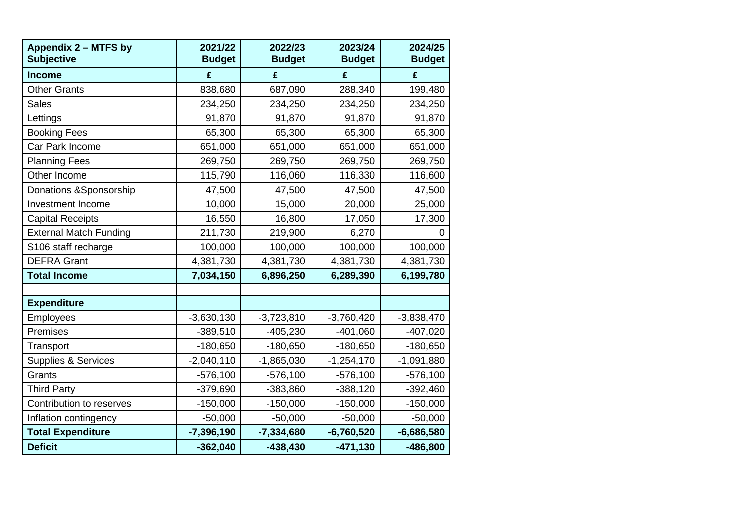| Appendix 2 – MTFS by Subjective | 2021/22 Budget | 2022/23 Budget | 2023/24 Budget | 2024/25 Budget |
|---|---|---|---|---|
| **Income** | **£** | **£** | **£** | **£** |
| Other Grants | 838,680 | 687,090 | 288,340 | 199,480 |
| Sales | 234,250 | 234,250 | 234,250 | 234,250 |
| Lettings | 91,870 | 91,870 | 91,870 | 91,870 |
| Booking Fees | 65,300 | 65,300 | 65,300 | 65,300 |
| Car Park Income | 651,000 | 651,000 | 651,000 | 651,000 |
| Planning Fees | 269,750 | 269,750 | 269,750 | 269,750 |
| Other Income | 115,790 | 116,060 | 116,330 | 116,600 |
| Donations &Sponsorship | 47,500 | 47,500 | 47,500 | 47,500 |
| Investment Income | 10,000 | 15,000 | 20,000 | 25,000 |
| Capital Receipts | 16,550 | 16,800 | 17,050 | 17,300 |
| External Match Funding | 211,730 | 219,900 | 6,270 | 0 |
| S106 staff recharge | 100,000 | 100,000 | 100,000 | 100,000 |
| DEFRA Grant | 4,381,730 | 4,381,730 | 4,381,730 | 4,381,730 |
| **Total Income** | **7,034,150** | **6,896,250** | **6,289,390** | **6,199,780** |
| | | | | |
| **Expenditure** | | | | |
| Employees | -3,630,130 | -3,723,810 | -3,760,420 | -3,838,470 |
| Premises | -389,510 | -405,230 | -401,060 | -407,020 |
| Transport | -180,650 | -180,650 | -180,650 | -180,650 |
| Supplies & Services | -2,040,110 | -1,865,030 | -1,254,170 | -1,091,880 |
| Grants | -576,100 | -576,100 | -576,100 | -576,100 |
| Third Party | -379,690 | -383,860 | -388,120 | -392,460 |
| Contribution to reserves | -150,000 | -150,000 | -150,000 | -150,000 |
| Inflation contingency | -50,000 | -50,000 | -50,000 | -50,000 |
| **Total Expenditure** | **-7,396,190** | **-7,334,680** | **-6,760,520** | **-6,686,580** |
| **Deficit** | **-362,040** | **-438,430** | **-471,130** | **-486,800** |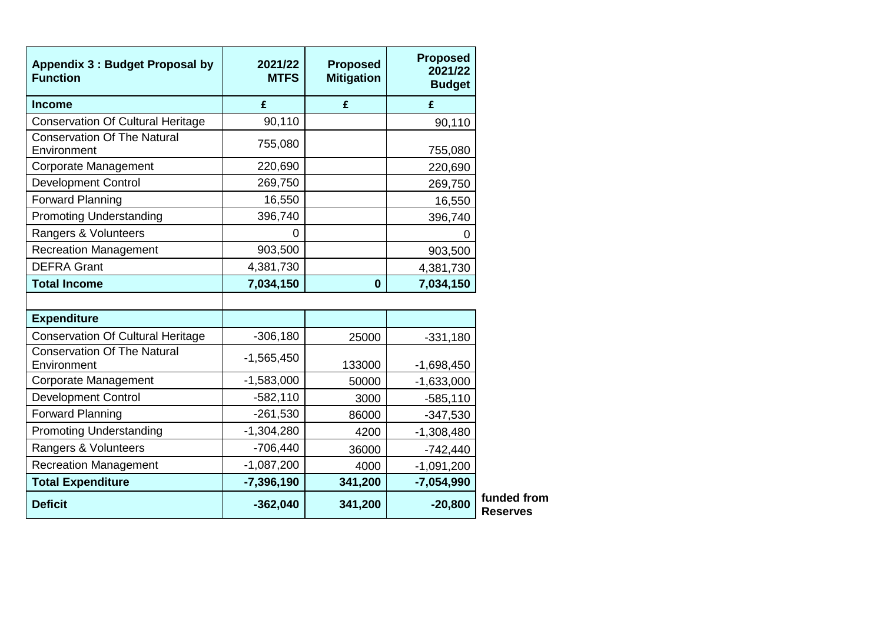| Appendix 3 : Budget Proposal by Function | 2021/22 MTFS | Proposed Mitigation | Proposed 2021/22 Budget | |
|---|---|---|---|---|
| **Income** | **£** | **£** | **£** | |
| Conservation Of Cultural Heritage | 90,110 | | 90,110 | |
| Conservation Of The Natural Environment | 755,080 | | 755,080 | |
| Corporate Management | 220,690 | | 220,690 | |
| Development Control | 269,750 | | 269,750 | |
| Forward Planning | 16,550 | | 16,550 | |
| Promoting Understanding | 396,740 | | 396,740 | |
| Rangers & Volunteers | 0 | | 0 | |
| Recreation Management | 903,500 | | 903,500 | |
| DEFRA Grant | 4,381,730 | | 4,381,730 | |
| **Total Income** | **7,034,150** | **0** | **7,034,150** | |
| | | | | |
| **Expenditure** | | | | |
| Conservation Of Cultural Heritage | -306,180 | 25000 | -331,180 | |
| Conservation Of The Natural Environment | -1,565,450 | 133000 | -1,698,450 | |
| Corporate Management | -1,583,000 | 50000 | -1,633,000 | |
| Development Control | -582,110 | 3000 | -585,110 | |
| Forward Planning | -261,530 | 86000 | -347,530 | |
| Promoting Understanding | -1,304,280 | 4200 | -1,308,480 | |
| Rangers & Volunteers | -706,440 | 36000 | -742,440 | |
| Recreation Management | -1,087,200 | 4000 | -1,091,200 | |
| **Total Expenditure** | **-7,396,190** | **341,200** | **-7,054,990** | |
| **Deficit** | **-362,040** | **341,200** | **-20,800** | **funded from Reserves** |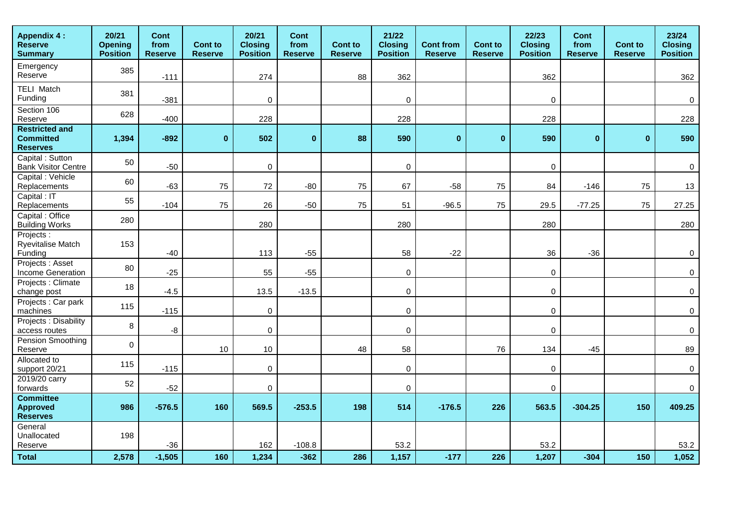| **Appendix 4 : Reserve Summary** | **20/21 Opening Position** | **Cont from Reserve** | **Cont to Reserve** | **20/21 Closing Position** | **Cont from Reserve** | **Cont to Reserve** | **21/22 Closing Position** | **Cont from Reserve** | **Cont to Reserve** | **22/23 Closing Position** | **Cont from Reserve** | **Cont to Reserve** | **23/24 Closing Position** |
|---|---|---|---|---|---|---|---|---|---|---|---|---|---|
| Emergency Reserve | 385 | -111 | | 274 | | 88 | 362 | | | 362 | | | 362 |
| TELI Match Funding | 381 | -381 | | 0 | | | 0 | | | 0 | | | 0 |
| Section 106 Reserve | 628 | -400 | | 228 | | | 228 | | | 228 | | | 228 |
| **Restricted and Committed Reserves** | **1,394** | **-892** | **0** | **502** | **0** | **88** | **590** | **0** | **0** | **590** | **0** | **0** | **590** |
| Capital : Sutton Bank Visitor Centre | 50 | -50 | | 0 | | | 0 | | | 0 | | | 0 |
| Capital : Vehicle Replacements | 60 | -63 | 75 | 72 | -80 | 75 | 67 | -58 | 75 | 84 | -146 | 75 | 13 |
| Capital : IT Replacements | 55 | -104 | 75 | 26 | -50 | 75 | 51 | -96.5 | 75 | 29.5 | -77.25 | 75 | 27.25 |
| Capital : Office Building Works | 280 | | | 280 | | | 280 | | | 280 | | | 280 |
| Projects : Ryevitalise Match Funding | 153 | -40 | | 113 | -55 | | 58 | -22 | | 36 | -36 | | 0 |
| Projects : Asset Income Generation | 80 | -25 | | 55 | -55 | | 0 | | | 0 | | | 0 |
| Projects : Climate change post | 18 | -4.5 | | 13.5 | -13.5 | | 0 | | | 0 | | | 0 |
| Projects : Car park machines | 115 | -115 | | 0 | | | 0 | | | 0 | | | 0 |
| Projects : Disability access routes | 8 | -8 | | 0 | | | 0 | | | 0 | | | 0 |
| Pension Smoothing Reserve | 0 | | 10 | 10 | | 48 | 58 | | 76 | 134 | -45 | | 89 |
| Allocated to support 20/21 | 115 | -115 | | 0 | | | 0 | | | 0 | | | 0 |
| 2019/20 carry forwards | 52 | -52 | | 0 | | | 0 | | | 0 | | | 0 |
| **Committee Approved Reserves** | **986** | **-576.5** | **160** | **569.5** | **-253.5** | **198** | **514** | **-176.5** | **226** | **563.5** | **-304.25** | **150** | **409.25** |
| General Unallocated Reserve | 198 | -36 | | 162 | -108.8 | | 53.2 | | | 53.2 | | | 53.2 |
| **Total** | **2,578** | **-1,505** | **160** | **1,234** | **-362** | **286** | **1,157** | **-177** | **226** | **1,207** | **-304** | **150** | **1,052** |